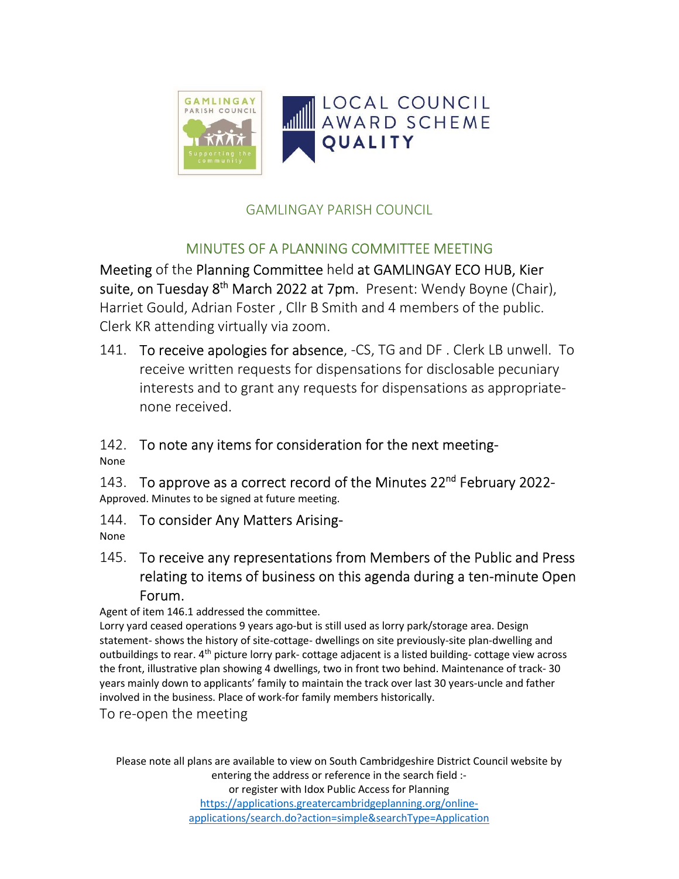GAMLINGAY PARISH COUNCIL

## MINUTES OF A PLANNING COMMITTEE MEETING

Meeting of the Planning Committee held at GAMLINGAY ECO HUB, Kier suite, on Tuesday 8th March 2022 at 7pm. Present: Wendy Boyne (Chair), Harriet Gould, Adrian Foster , Cllr B Smith and 4 members of the public. Clerk KR attending virtually via zoom.

141. To receive apologies for absence, -CS, TG and DF . Clerk LB unwell. To receive written requests for dispensations for disclosable pecuniary interests and to grant any requests for dispensations as appropriate- none received.

142. To note any items for consideration for the next meeting-

None

143. To approve as a correct record of the Minutes 22nd February 2022-

Approved. Minutes to be signed at future meeting.

144. To consider Any Matters Arising-

None

145. To receive any representations from Members of the Public and Press relating to items of business on this agenda during a ten-minute Open Forum.

Agent of item 146.1 addressed the committee.

Lorry yard ceased operations 9 years ago-but is still used as lorry park/storage area. Design statement- shows the history of site-cottage- dwellings on site previously-site plan-dwelling and outbuildings to rear. 4th picture lorry park- cottage adjacent is a listed building- cottage view across the front, illustrative plan showing 4 dwellings, two in front two behind. Maintenance of track- 30 years mainly down to applicants' family to maintain the track over last 30 years-uncle and father involved in the business. Place of work-for family members historically.

To re-open the meeting

Please note all plans are available to view on South Cambridgeshire District Council website by entering the address or reference in the search field :-
or register with Idox Public Access for Planning
https://applications.greatercambridgeplanning.org/online-applications/search.do?action=simple&searchType=Application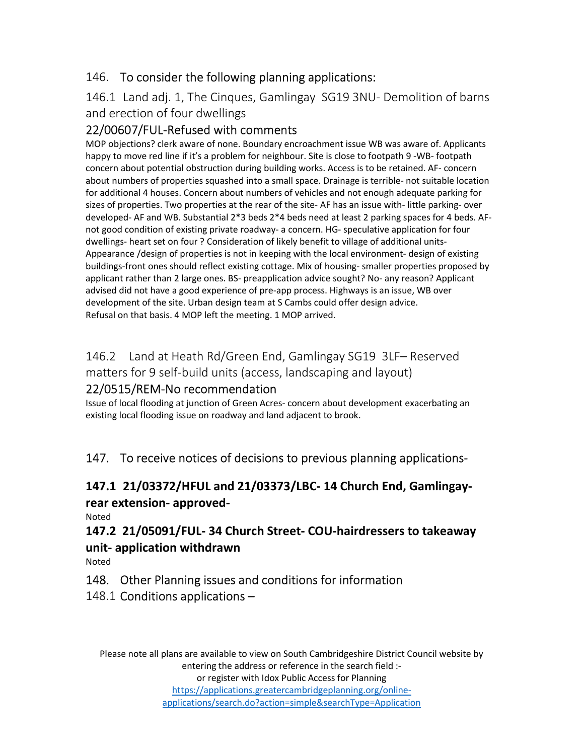## 146. To consider the following planning applications:

### 146.1 Land adj. 1, The Cinques, Gamlingay SG19 3NU- Demolition of barns and erection of four dwellings

### 22/00607/FUL-Refused with comments

MOP objections? clerk aware of none. Boundary encroachment issue WB was aware of. Applicants happy to move red line if it's a problem for neighbour. Site is close to footpath 9 -WB- footpath concern about potential obstruction during building works. Access is to be retained. AF- concern about numbers of properties squashed into a small space. Drainage is terrible- not suitable location for additional 4 houses. Concern about numbers of vehicles and not enough adequate parking for sizes of properties. Two properties at the rear of the site- AF has an issue with- little parking- over developed- AF and WB. Substantial 2*3 beds 2*4 beds need at least 2 parking spaces for 4 beds. AF- not good condition of existing private roadway- a concern. HG- speculative application for four dwellings- heart set on four ? Consideration of likely benefit to village of additional units- Appearance /design of properties is not in keeping with the local environment- design of existing buildings-front ones should reflect existing cottage. Mix of housing- smaller properties proposed by applicant rather than 2 large ones. BS- preapplication advice sought? No- any reason? Applicant advised did not have a good experience of pre-app process. Highways is an issue, WB over development of the site. Urban design team at S Cambs could offer design advice.
Refusal on that basis. 4 MOP left the meeting. 1 MOP arrived.

### 146.2 Land at Heath Rd/Green End, Gamlingay SG19 3LF– Reserved matters for 9 self-build units (access, landscaping and layout)

### 22/0515/REM-No recommendation

Issue of local flooding at junction of Green Acres- concern about development exacerbating an existing local flooding issue on roadway and land adjacent to brook.

## 147. To receive notices of decisions to previous planning applications-

### **147.1 21/03372/HFUL and 21/03373/LBC- 14 Church End, Gamlingay- rear extension- approved-**

Noted

### **147.2 21/05091/FUL- 34 Church Street- COU-hairdressers to takeaway unit- application withdrawn**

Noted

## 148. Other Planning issues and conditions for information

### 148.1 Conditions applications –

Please note all plans are available to view on South Cambridgeshire District Council website by entering the address or reference in the search field :-
or register with Idox Public Access for Planning
https://applications.greatercambridgeplanning.org/online-applications/search.do?action=simple&searchType=Application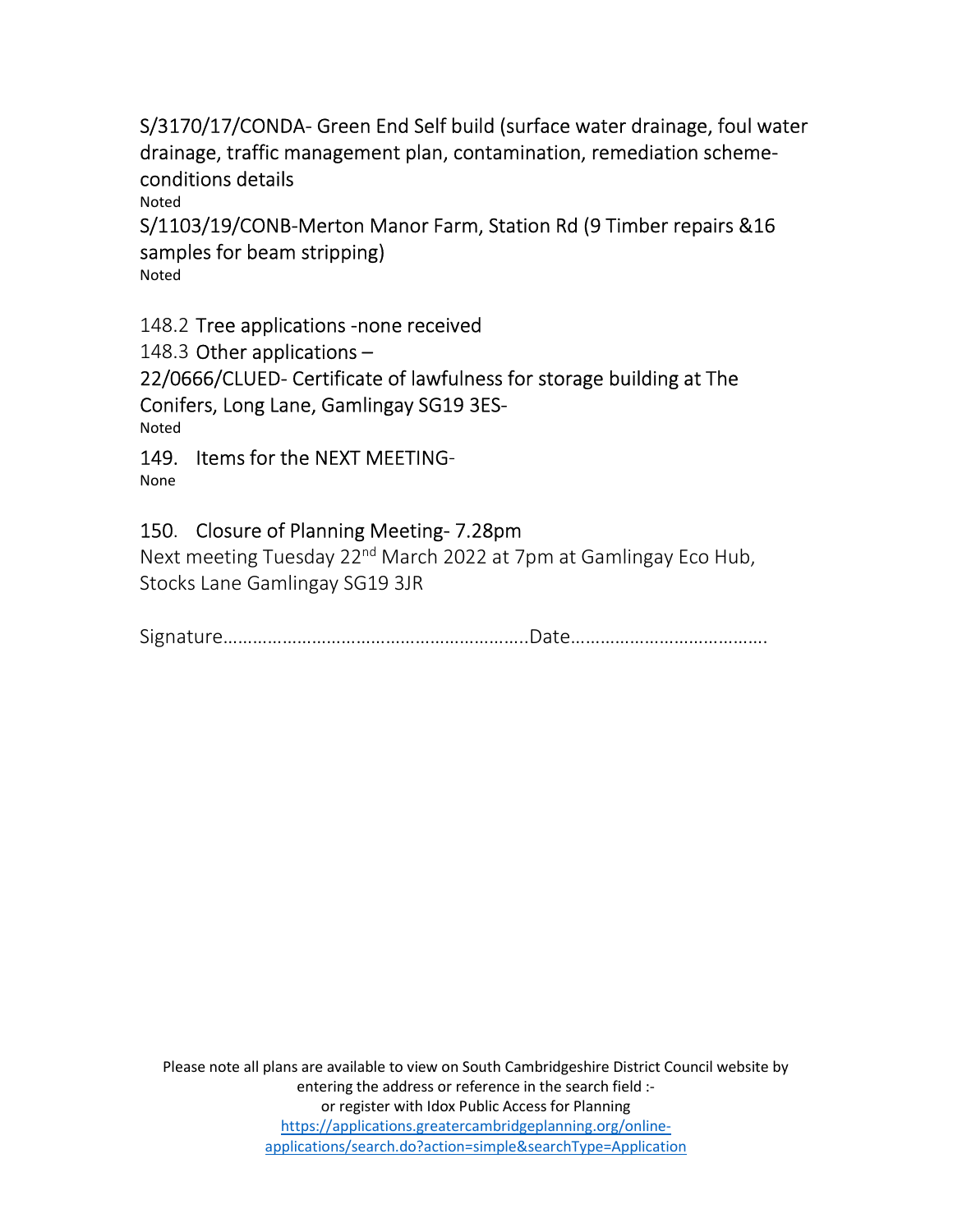S/3170/17/CONDA- Green End Self build (surface water drainage, foul water drainage, traffic management plan, contamination, remediation scheme- conditions details

Noted

S/1103/19/CONB-Merton Manor Farm, Station Rd (9 Timber repairs &16 samples for beam stripping)

Noted

148.2 Tree applications -none received

148.3 Other applications –

22/0666/CLUED- Certificate of lawfulness for storage building at The Conifers, Long Lane, Gamlingay SG19 3ES-

Noted

149. Items for the NEXT MEETING-

None

150. Closure of Planning Meeting- 7.28pm

Next meeting Tuesday 22nd March 2022 at 7pm at Gamlingay Eco Hub, Stocks Lane Gamlingay SG19 3JR

Signature……………………………………………………..Date…………………………………

Please note all plans are available to view on South Cambridgeshire District Council website by entering the address or reference in the search field :-
or register with Idox Public Access for Planning
https://applications.greatercambridgeplanning.org/online-applications/search.do?action=simple&searchType=Application